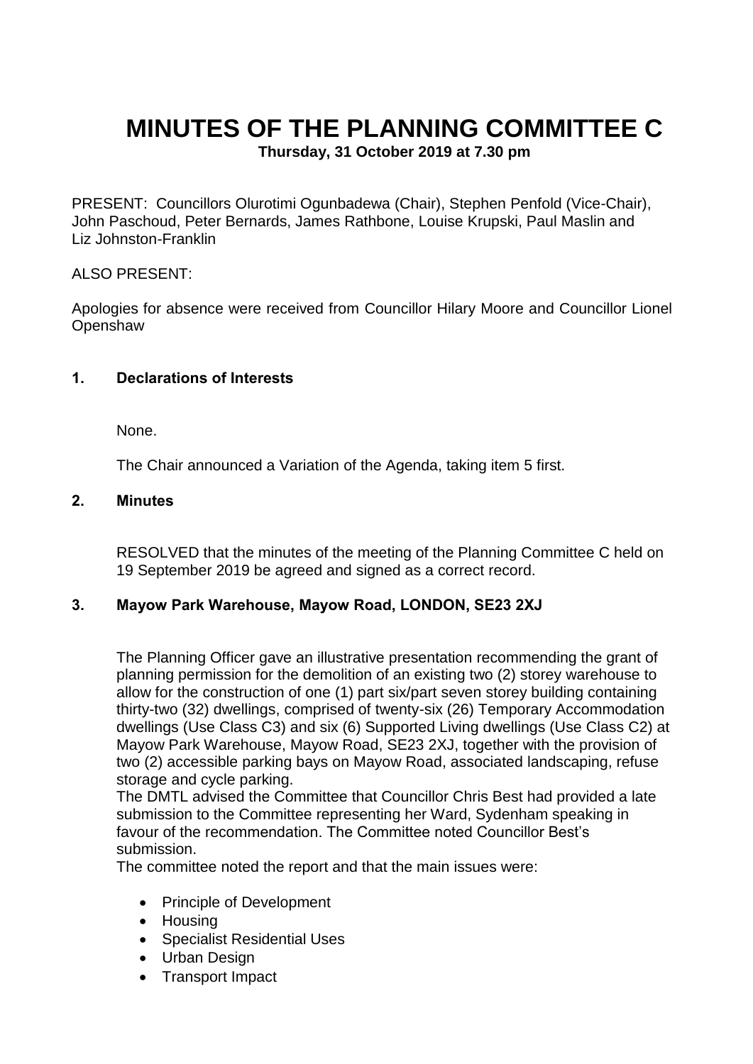# MINUTES OF THE PLANNING COMMITTEE C

**Thursday, 31 October 2019 at 7.30 pm**

PRESENT: Councillors Olurotimi Ogunbadewa (Chair), Stephen Penfold (Vice-Chair), John Paschoud, Peter Bernards, James Rathbone, Louise Krupski, Paul Maslin and Liz Johnston-Franklin

ALSO PRESENT:

Apologies for absence were received from Councillor Hilary Moore and Councillor Lionel Openshaw

## 1. Declarations of Interests

None.

The Chair announced a Variation of the Agenda, taking item 5 first.

## 2. Minutes

RESOLVED that the minutes of the meeting of the Planning Committee C held on 19 September 2019 be agreed and signed as a correct record.

## 3. Mayow Park Warehouse, Mayow Road, LONDON, SE23 2XJ

The Planning Officer gave an illustrative presentation recommending the grant of planning permission for the demolition of an existing two (2) storey warehouse to allow for the construction of one (1) part six/part seven storey building containing thirty-two (32) dwellings, comprised of twenty-six (26) Temporary Accommodation dwellings (Use Class C3) and six (6) Supported Living dwellings (Use Class C2) at Mayow Park Warehouse, Mayow Road, SE23 2XJ, together with the provision of two (2) accessible parking bays on Mayow Road, associated landscaping, refuse storage and cycle parking.

The DMTL advised the Committee that Councillor Chris Best had provided a late submission to the Committee representing her Ward, Sydenham speaking in favour of the recommendation. The Committee noted Councillor Best's submission.

The committee noted the report and that the main issues were:

- Principle of Development
- Housing
- Specialist Residential Uses
- Urban Design
- Transport Impact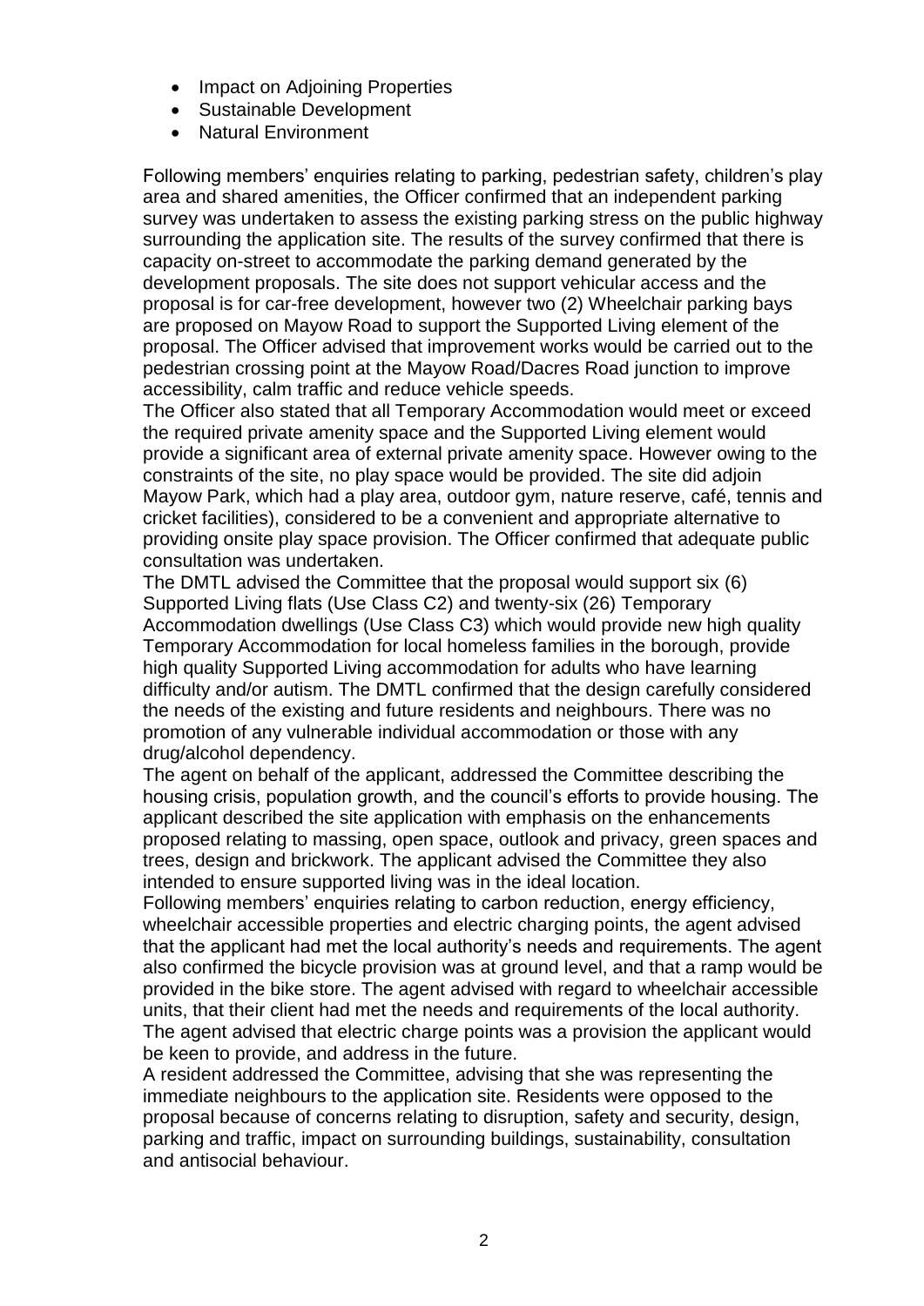- Impact on Adjoining Properties
- Sustainable Development
- Natural Environment

Following members' enquiries relating to parking, pedestrian safety, children's play area and shared amenities, the Officer confirmed that an independent parking survey was undertaken to assess the existing parking stress on the public highway surrounding the application site. The results of the survey confirmed that there is capacity on-street to accommodate the parking demand generated by the development proposals. The site does not support vehicular access and the proposal is for car-free development, however two (2) Wheelchair parking bays are proposed on Mayow Road to support the Supported Living element of the proposal. The Officer advised that improvement works would be carried out to the pedestrian crossing point at the Mayow Road/Dacres Road junction to improve accessibility, calm traffic and reduce vehicle speeds.

The Officer also stated that all Temporary Accommodation would meet or exceed the required private amenity space and the Supported Living element would provide a significant area of external private amenity space. However owing to the constraints of the site, no play space would be provided. The site did adjoin Mayow Park, which had a play area, outdoor gym, nature reserve, café, tennis and cricket facilities), considered to be a convenient and appropriate alternative to providing onsite play space provision. The Officer confirmed that adequate public consultation was undertaken.

The DMTL advised the Committee that the proposal would support six (6) Supported Living flats (Use Class C2) and twenty-six (26) Temporary Accommodation dwellings (Use Class C3) which would provide new high quality Temporary Accommodation for local homeless families in the borough, provide high quality Supported Living accommodation for adults who have learning difficulty and/or autism. The DMTL confirmed that the design carefully considered the needs of the existing and future residents and neighbours. There was no promotion of any vulnerable individual accommodation or those with any drug/alcohol dependency.

The agent on behalf of the applicant, addressed the Committee describing the housing crisis, population growth, and the council's efforts to provide housing. The applicant described the site application with emphasis on the enhancements proposed relating to massing, open space, outlook and privacy, green spaces and trees, design and brickwork. The applicant advised the Committee they also intended to ensure supported living was in the ideal location.

Following members' enquiries relating to carbon reduction, energy efficiency, wheelchair accessible properties and electric charging points, the agent advised that the applicant had met the local authority's needs and requirements. The agent also confirmed the bicycle provision was at ground level, and that a ramp would be provided in the bike store. The agent advised with regard to wheelchair accessible units, that their client had met the needs and requirements of the local authority. The agent advised that electric charge points was a provision the applicant would be keen to provide, and address in the future.

A resident addressed the Committee, advising that she was representing the immediate neighbours to the application site. Residents were opposed to the proposal because of concerns relating to disruption, safety and security, design, parking and traffic, impact on surrounding buildings, sustainability, consultation and antisocial behaviour.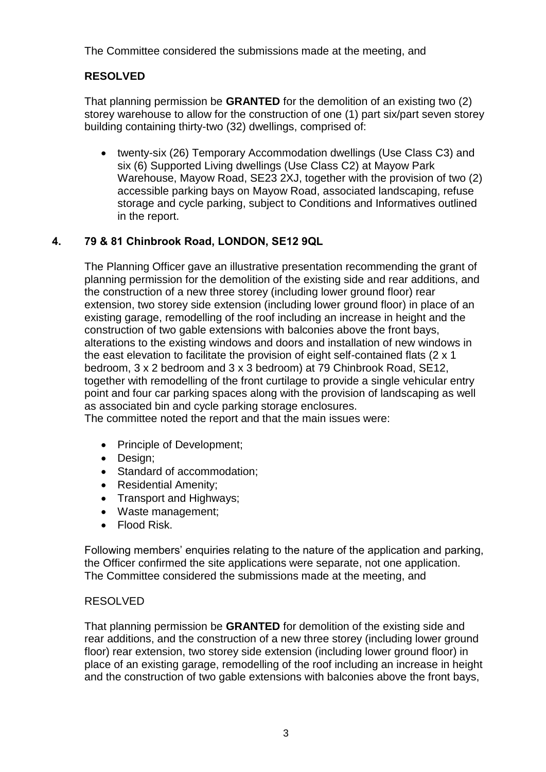The Committee considered the submissions made at the meeting, and

**RESOLVED**

That planning permission be **GRANTED** for the demolition of an existing two (2) storey warehouse to allow for the construction of one (1) part six/part seven storey building containing thirty-two (32) dwellings, comprised of:

- twenty-six (26) Temporary Accommodation dwellings (Use Class C3) and six (6) Supported Living dwellings (Use Class C2) at Mayow Park Warehouse, Mayow Road, SE23 2XJ, together with the provision of two (2) accessible parking bays on Mayow Road, associated landscaping, refuse storage and cycle parking, subject to Conditions and Informatives outlined in the report.

## 4. 79 & 81 Chinbrook Road, LONDON, SE12 9QL

The Planning Officer gave an illustrative presentation recommending the grant of planning permission for the demolition of the existing side and rear additions, and the construction of a new three storey (including lower ground floor) rear extension, two storey side extension (including lower ground floor) in place of an existing garage, remodelling of the roof including an increase in height and the construction of two gable extensions with balconies above the front bays, alterations to the existing windows and doors and installation of new windows in the east elevation to facilitate the provision of eight self-contained flats (2 x 1 bedroom, 3 x 2 bedroom and 3 x 3 bedroom) at 79 Chinbrook Road, SE12, together with remodelling of the front curtilage to provide a single vehicular entry point and four car parking spaces along with the provision of landscaping as well as associated bin and cycle parking storage enclosures.
The committee noted the report and that the main issues were:

- Principle of Development;
- Design;
- Standard of accommodation;
- Residential Amenity;
- Transport and Highways;
- Waste management;
- Flood Risk.

Following members' enquiries relating to the nature of the application and parking, the Officer confirmed the site applications were separate, not one application.
The Committee considered the submissions made at the meeting, and

RESOLVED

That planning permission be **GRANTED** for demolition of the existing side and rear additions, and the construction of a new three storey (including lower ground floor) rear extension, two storey side extension (including lower ground floor) in place of an existing garage, remodelling of the roof including an increase in height and the construction of two gable extensions with balconies above the front bays,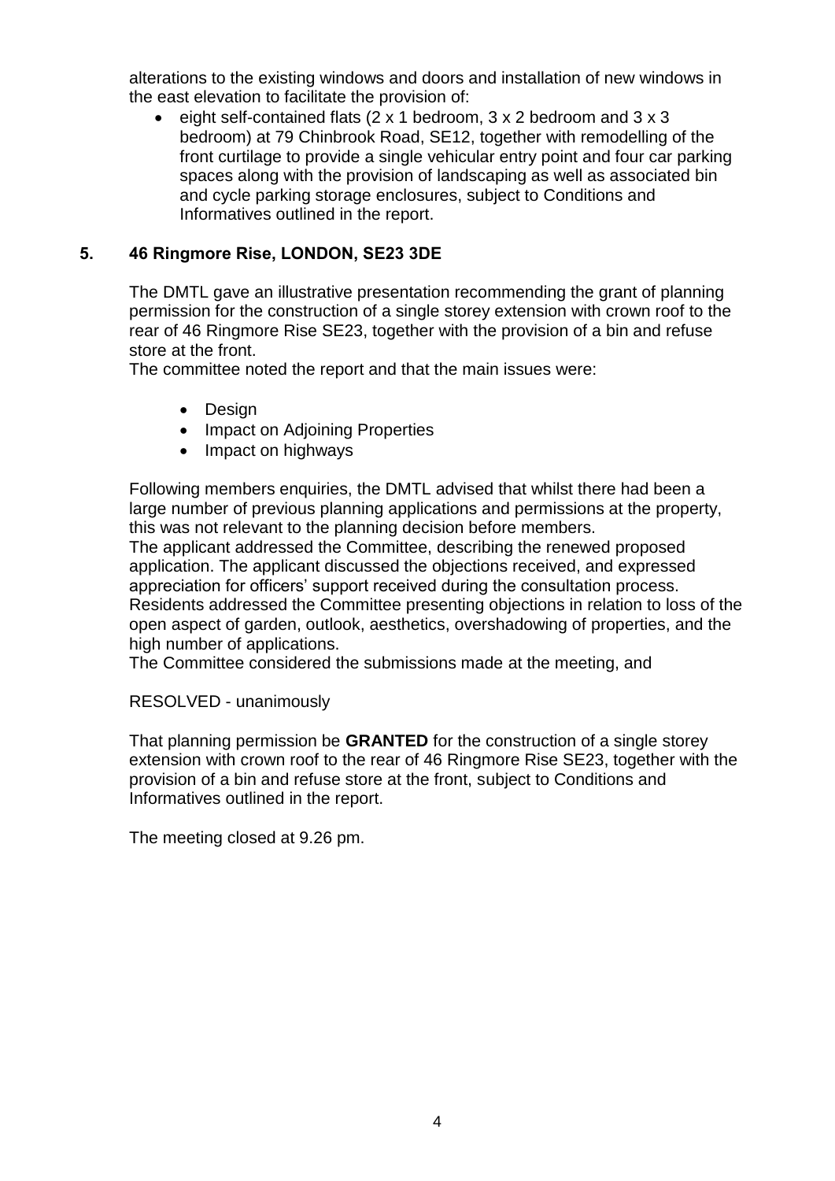alterations to the existing windows and doors and installation of new windows in the east elevation to facilitate the provision of:

- eight self-contained flats (2 x 1 bedroom, 3 x 2 bedroom and 3 x 3 bedroom) at 79 Chinbrook Road, SE12, together with remodelling of the front curtilage to provide a single vehicular entry point and four car parking spaces along with the provision of landscaping as well as associated bin and cycle parking storage enclosures, subject to Conditions and Informatives outlined in the report.

## 5. 46 Ringmore Rise, LONDON, SE23 3DE

The DMTL gave an illustrative presentation recommending the grant of planning permission for the construction of a single storey extension with crown roof to the rear of 46 Ringmore Rise SE23, together with the provision of a bin and refuse store at the front.
The committee noted the report and that the main issues were:

- Design
- Impact on Adjoining Properties
- Impact on highways

Following members enquiries, the DMTL advised that whilst there had been a large number of previous planning applications and permissions at the property, this was not relevant to the planning decision before members.
The applicant addressed the Committee, describing the renewed proposed application. The applicant discussed the objections received, and expressed appreciation for officers' support received during the consultation process.
Residents addressed the Committee presenting objections in relation to loss of the open aspect of garden, outlook, aesthetics, overshadowing of properties, and the high number of applications.
The Committee considered the submissions made at the meeting, and

RESOLVED - unanimously

That planning permission be **GRANTED** for the construction of a single storey extension with crown roof to the rear of 46 Ringmore Rise SE23, together with the provision of a bin and refuse store at the front, subject to Conditions and Informatives outlined in the report.

The meeting closed at 9.26 pm.